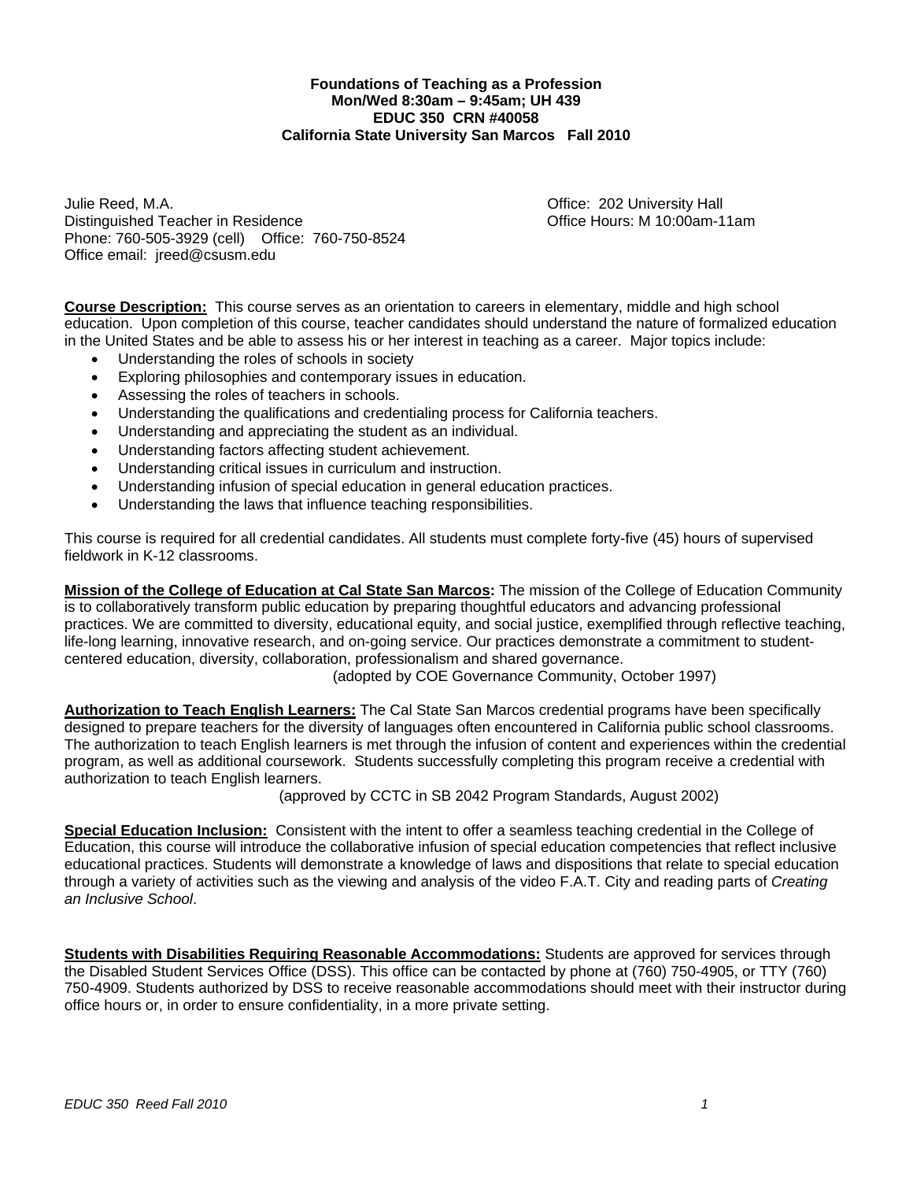**Foundations of Teaching as a Profession**
**Mon/Wed 8:30am – 9:45am; UH 439**
**EDUC 350 CRN #40058**
**California State University San Marcos Fall 2010**

Julie Reed, M.A.
Distinguished Teacher in Residence
Phone: 760-505-3929 (cell) Office: 760-750-8524
Office email: jreed@csusm.edu

Office: 202 University Hall
Office Hours: M 10:00am-11am

**Course Description:** This course serves as an orientation to careers in elementary, middle and high school education. Upon completion of this course, teacher candidates should understand the nature of formalized education in the United States and be able to assess his or her interest in teaching as a career. Major topics include:

- Understanding the roles of schools in society
- Exploring philosophies and contemporary issues in education.
- Assessing the roles of teachers in schools.
- Understanding the qualifications and credentialing process for California teachers.
- Understanding and appreciating the student as an individual.
- Understanding factors affecting student achievement.
- Understanding critical issues in curriculum and instruction.
- Understanding infusion of special education in general education practices.
- Understanding the laws that influence teaching responsibilities.

This course is required for all credential candidates. All students must complete forty-five (45) hours of supervised fieldwork in K-12 classrooms.

**Mission of the College of Education at Cal State San Marcos:** The mission of the College of Education Community is to collaboratively transform public education by preparing thoughtful educators and advancing professional practices. We are committed to diversity, educational equity, and social justice, exemplified through reflective teaching, life-long learning, innovative research, and on-going service. Our practices demonstrate a commitment to student-centered education, diversity, collaboration, professionalism and shared governance.

(adopted by COE Governance Community, October 1997)

**Authorization to Teach English Learners:** The Cal State San Marcos credential programs have been specifically designed to prepare teachers for the diversity of languages often encountered in California public school classrooms. The authorization to teach English learners is met through the infusion of content and experiences within the credential program, as well as additional coursework. Students successfully completing this program receive a credential with authorization to teach English learners.

(approved by CCTC in SB 2042 Program Standards, August 2002)

**Special Education Inclusion:** Consistent with the intent to offer a seamless teaching credential in the College of Education, this course will introduce the collaborative infusion of special education competencies that reflect inclusive educational practices. Students will demonstrate a knowledge of laws and dispositions that relate to special education through a variety of activities such as the viewing and analysis of the video F.A.T. City and reading parts of *Creating an Inclusive School*.

**Students with Disabilities Requiring Reasonable Accommodations:** Students are approved for services through the Disabled Student Services Office (DSS). This office can be contacted by phone at (760) 750-4905, or TTY (760) 750-4909. Students authorized by DSS to receive reasonable accommodations should meet with their instructor during office hours or, in order to ensure confidentiality, in a more private setting.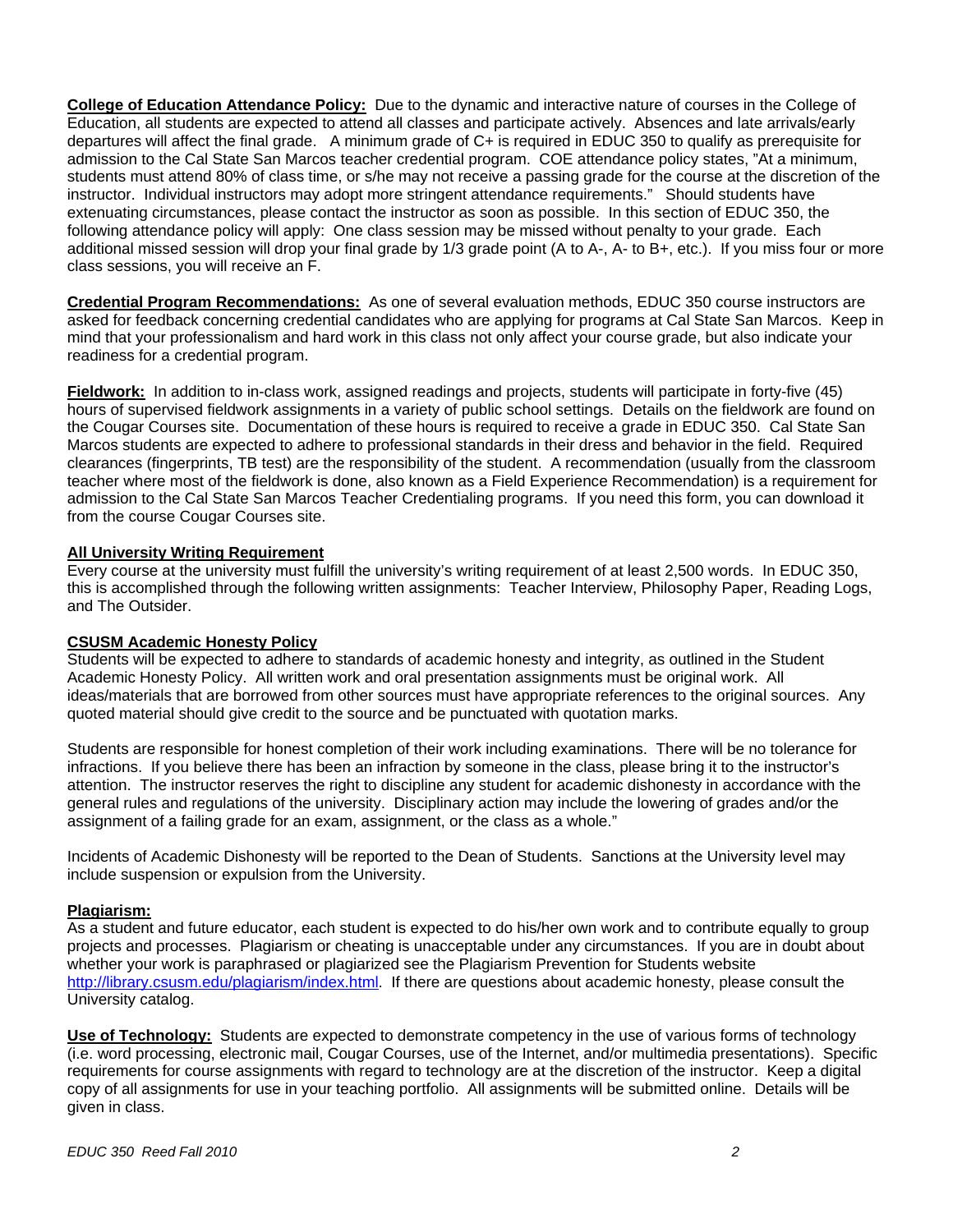**College of Education Attendance Policy:** Due to the dynamic and interactive nature of courses in the College of Education, all students are expected to attend all classes and participate actively. Absences and late arrivals/early departures will affect the final grade. A minimum grade of C+ is required in EDUC 350 to qualify as prerequisite for admission to the Cal State San Marcos teacher credential program. COE attendance policy states, "At a minimum, students must attend 80% of class time, or s/he may not receive a passing grade for the course at the discretion of the instructor. Individual instructors may adopt more stringent attendance requirements." Should students have extenuating circumstances, please contact the instructor as soon as possible. In this section of EDUC 350, the following attendance policy will apply: One class session may be missed without penalty to your grade. Each additional missed session will drop your final grade by 1/3 grade point (A to A-, A- to B+, etc.). If you miss four or more class sessions, you will receive an F.

**Credential Program Recommendations:** As one of several evaluation methods, EDUC 350 course instructors are asked for feedback concerning credential candidates who are applying for programs at Cal State San Marcos. Keep in mind that your professionalism and hard work in this class not only affect your course grade, but also indicate your readiness for a credential program.

**Fieldwork:** In addition to in-class work, assigned readings and projects, students will participate in forty-five (45) hours of supervised fieldwork assignments in a variety of public school settings. Details on the fieldwork are found on the Cougar Courses site. Documentation of these hours is required to receive a grade in EDUC 350. Cal State San Marcos students are expected to adhere to professional standards in their dress and behavior in the field. Required clearances (fingerprints, TB test) are the responsibility of the student. A recommendation (usually from the classroom teacher where most of the fieldwork is done, also known as a Field Experience Recommendation) is a requirement for admission to the Cal State San Marcos Teacher Credentialing programs. If you need this form, you can download it from the course Cougar Courses site.

**All University Writing Requirement**

Every course at the university must fulfill the university's writing requirement of at least 2,500 words. In EDUC 350, this is accomplished through the following written assignments: Teacher Interview, Philosophy Paper, Reading Logs, and The Outsider.

**CSUSM Academic Honesty Policy**

Students will be expected to adhere to standards of academic honesty and integrity, as outlined in the Student Academic Honesty Policy. All written work and oral presentation assignments must be original work. All ideas/materials that are borrowed from other sources must have appropriate references to the original sources. Any quoted material should give credit to the source and be punctuated with quotation marks.

Students are responsible for honest completion of their work including examinations. There will be no tolerance for infractions. If you believe there has been an infraction by someone in the class, please bring it to the instructor's attention. The instructor reserves the right to discipline any student for academic dishonesty in accordance with the general rules and regulations of the university. Disciplinary action may include the lowering of grades and/or the assignment of a failing grade for an exam, assignment, or the class as a whole."

Incidents of Academic Dishonesty will be reported to the Dean of Students. Sanctions at the University level may include suspension or expulsion from the University.

**Plagiarism:**

As a student and future educator, each student is expected to do his/her own work and to contribute equally to group projects and processes. Plagiarism or cheating is unacceptable under any circumstances. If you are in doubt about whether your work is paraphrased or plagiarized see the Plagiarism Prevention for Students website http://library.csusm.edu/plagiarism/index.html. If there are questions about academic honesty, please consult the University catalog.

**Use of Technology:** Students are expected to demonstrate competency in the use of various forms of technology (i.e. word processing, electronic mail, Cougar Courses, use of the Internet, and/or multimedia presentations). Specific requirements for course assignments with regard to technology are at the discretion of the instructor. Keep a digital copy of all assignments for use in your teaching portfolio. All assignments will be submitted online. Details will be given in class.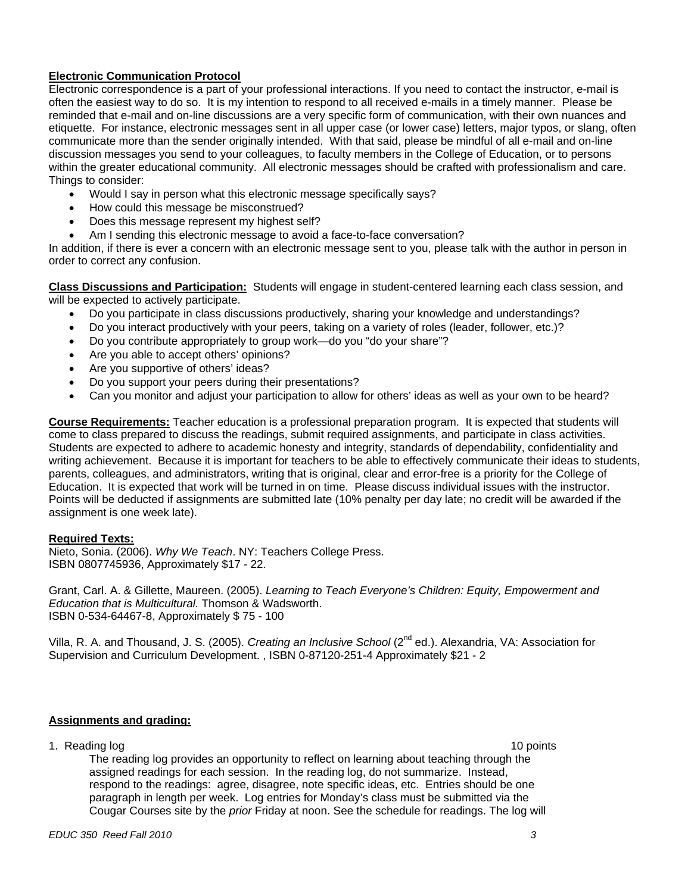**Electronic Communication Protocol**

Electronic correspondence is a part of your professional interactions. If you need to contact the instructor, e-mail is often the easiest way to do so. It is my intention to respond to all received e-mails in a timely manner. Please be reminded that e-mail and on-line discussions are a very specific form of communication, with their own nuances and etiquette. For instance, electronic messages sent in all upper case (or lower case) letters, major typos, or slang, often communicate more than the sender originally intended. With that said, please be mindful of all e-mail and on-line discussion messages you send to your colleagues, to faculty members in the College of Education, or to persons within the greater educational community. All electronic messages should be crafted with professionalism and care. Things to consider:

- Would I say in person what this electronic message specifically says?
- How could this message be misconstrued?
- Does this message represent my highest self?
- Am I sending this electronic message to avoid a face-to-face conversation?

In addition, if there is ever a concern with an electronic message sent to you, please talk with the author in person in order to correct any confusion.

**Class Discussions and Participation:** Students will engage in student-centered learning each class session, and will be expected to actively participate.

- Do you participate in class discussions productively, sharing your knowledge and understandings?
- Do you interact productively with your peers, taking on a variety of roles (leader, follower, etc.)?
- Do you contribute appropriately to group work—do you "do your share"?
- Are you able to accept others' opinions?
- Are you supportive of others' ideas?
- Do you support your peers during their presentations?
- Can you monitor and adjust your participation to allow for others' ideas as well as your own to be heard?

**Course Requirements:** Teacher education is a professional preparation program. It is expected that students will come to class prepared to discuss the readings, submit required assignments, and participate in class activities. Students are expected to adhere to academic honesty and integrity, standards of dependability, confidentiality and writing achievement. Because it is important for teachers to be able to effectively communicate their ideas to students, parents, colleagues, and administrators, writing that is original, clear and error-free is a priority for the College of Education. It is expected that work will be turned in on time. Please discuss individual issues with the instructor. Points will be deducted if assignments are submitted late (10% penalty per day late; no credit will be awarded if the assignment is one week late).

**Required Texts:**

Nieto, Sonia. (2006). *Why We Teach*. NY: Teachers College Press.
ISBN 0807745936, Approximately $17 - 22.

Grant, Carl. A. & Gillette, Maureen. (2005). *Learning to Teach Everyone's Children: Equity, Empowerment and Education that is Multicultural.* Thomson & Wadsworth.
ISBN 0-534-64467-8, Approximately $ 75 - 100

Villa, R. A. and Thousand, J. S. (2005). *Creating an Inclusive School* (2nd ed.). Alexandria, VA: Association for Supervision and Curriculum Development. , ISBN 0-87120-251-4 Approximately $21 - 2

**Assignments and grading:**

1. Reading log — 10 points

   The reading log provides an opportunity to reflect on learning about teaching through the assigned readings for each session. In the reading log, do not summarize. Instead, respond to the readings: agree, disagree, note specific ideas, etc. Entries should be one paragraph in length per week. Log entries for Monday's class must be submitted via the Cougar Courses site by the *prior* Friday at noon. See the schedule for readings. The log will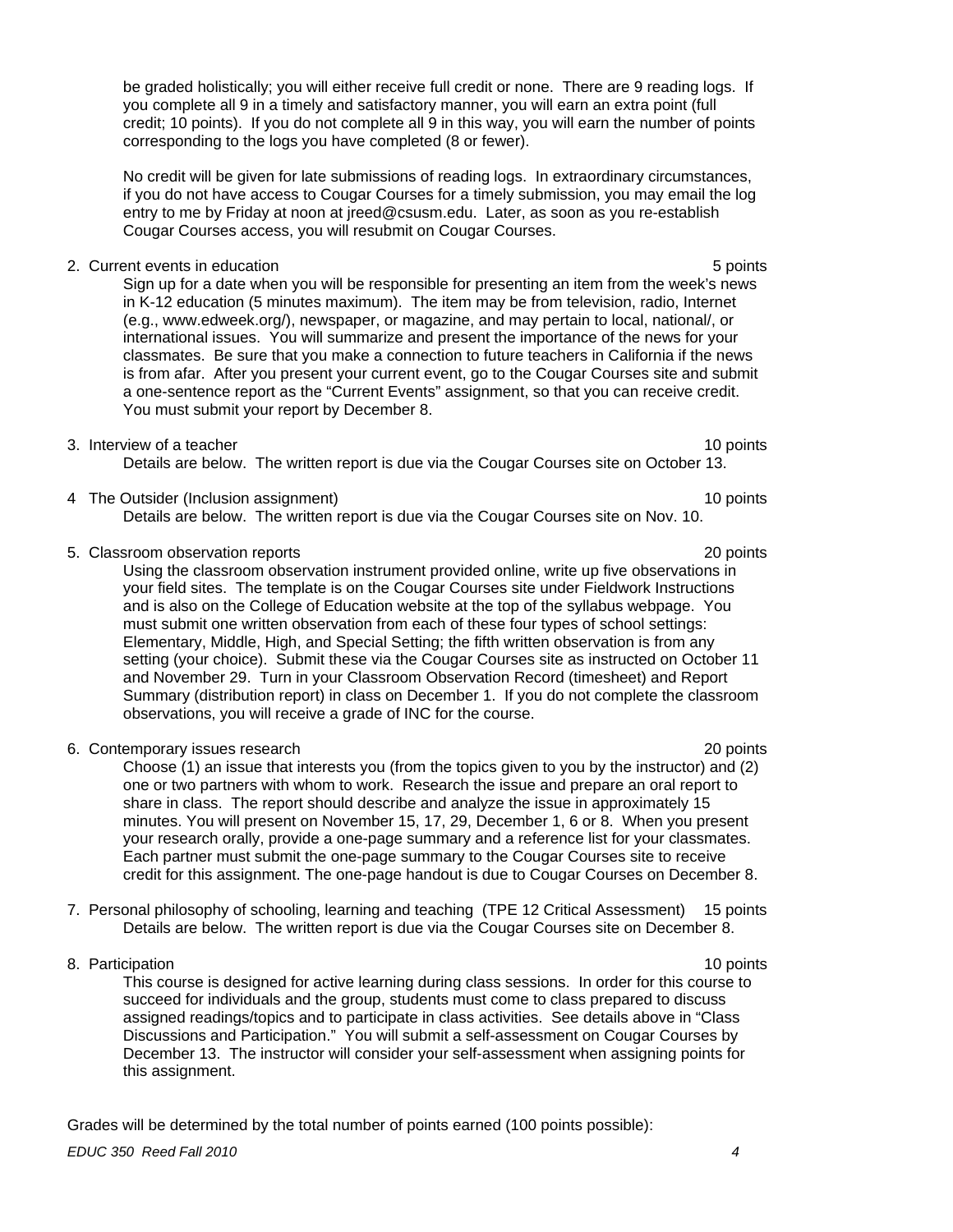be graded holistically; you will either receive full credit or none. There are 9 reading logs. If you complete all 9 in a timely and satisfactory manner, you will earn an extra point (full credit; 10 points). If you do not complete all 9 in this way, you will earn the number of points corresponding to the logs you have completed (8 or fewer).

No credit will be given for late submissions of reading logs. In extraordinary circumstances, if you do not have access to Cougar Courses for a timely submission, you may email the log entry to me by Friday at noon at jreed@csusm.edu. Later, as soon as you re-establish Cougar Courses access, you will resubmit on Cougar Courses.

2. Current events in education — 5 points

   Sign up for a date when you will be responsible for presenting an item from the week's news in K-12 education (5 minutes maximum). The item may be from television, radio, Internet (e.g., www.edweek.org/), newspaper, or magazine, and may pertain to local, national/, or international issues. You will summarize and present the importance of the news for your classmates. Be sure that you make a connection to future teachers in California if the news is from afar. After you present your current event, go to the Cougar Courses site and submit a one-sentence report as the "Current Events" assignment, so that you can receive credit. You must submit your report by December 8.

3. Interview of a teacher — 10 points

   Details are below. The written report is due via the Cougar Courses site on October 13.

4. The Outsider (Inclusion assignment) — 10 points

   Details are below. The written report is due via the Cougar Courses site on Nov. 10.

5. Classroom observation reports — 20 points

   Using the classroom observation instrument provided online, write up five observations in your field sites. The template is on the Cougar Courses site under Fieldwork Instructions and is also on the College of Education website at the top of the syllabus webpage. You must submit one written observation from each of these four types of school settings: Elementary, Middle, High, and Special Setting; the fifth written observation is from any setting (your choice). Submit these via the Cougar Courses site as instructed on October 11 and November 29. Turn in your Classroom Observation Record (timesheet) and Report Summary (distribution report) in class on December 1. If you do not complete the classroom observations, you will receive a grade of INC for the course.

6. Contemporary issues research — 20 points

   Choose (1) an issue that interests you (from the topics given to you by the instructor) and (2) one or two partners with whom to work. Research the issue and prepare an oral report to share in class. The report should describe and analyze the issue in approximately 15 minutes. You will present on November 15, 17, 29, December 1, 6 or 8. When you present your research orally, provide a one-page summary and a reference list for your classmates. Each partner must submit the one-page summary to the Cougar Courses site to receive credit for this assignment. The one-page handout is due to Cougar Courses on December 8.

7. Personal philosophy of schooling, learning and teaching (TPE 12 Critical Assessment) — 15 points

   Details are below. The written report is due via the Cougar Courses site on December 8.

8. Participation — 10 points

   This course is designed for active learning during class sessions. In order for this course to succeed for individuals and the group, students must come to class prepared to discuss assigned readings/topics and to participate in class activities. See details above in "Class Discussions and Participation." You will submit a self-assessment on Cougar Courses by December 13. The instructor will consider your self-assessment when assigning points for this assignment.

Grades will be determined by the total number of points earned (100 points possible):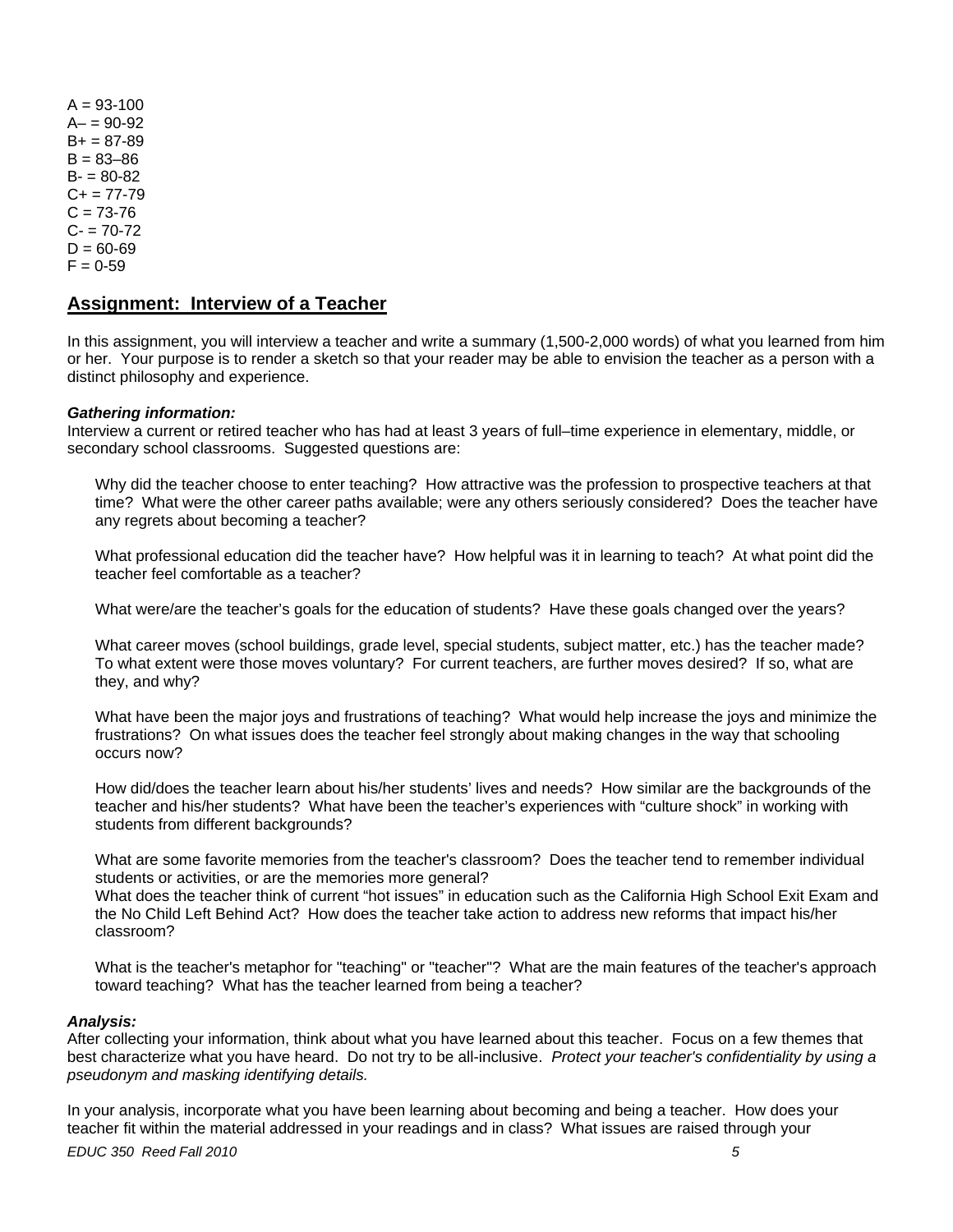A = 93-100
A– = 90-92
B+ = 87-89
B = 83–86
B- = 80-82
C+ = 77-79
C = 73-76
C- = 70-72
D = 60-69
F = 0-59

## Assignment: Interview of a Teacher

In this assignment, you will interview a teacher and write a summary (1,500-2,000 words) of what you learned from him or her. Your purpose is to render a sketch so that your reader may be able to envision the teacher as a person with a distinct philosophy and experience.

***Gathering information:***
Interview a current or retired teacher who has had at least 3 years of full–time experience in elementary, middle, or secondary school classrooms. Suggested questions are:

Why did the teacher choose to enter teaching? How attractive was the profession to prospective teachers at that time? What were the other career paths available; were any others seriously considered? Does the teacher have any regrets about becoming a teacher?

What professional education did the teacher have? How helpful was it in learning to teach? At what point did the teacher feel comfortable as a teacher?

What were/are the teacher's goals for the education of students? Have these goals changed over the years?

What career moves (school buildings, grade level, special students, subject matter, etc.) has the teacher made? To what extent were those moves voluntary? For current teachers, are further moves desired? If so, what are they, and why?

What have been the major joys and frustrations of teaching? What would help increase the joys and minimize the frustrations? On what issues does the teacher feel strongly about making changes in the way that schooling occurs now?

How did/does the teacher learn about his/her students' lives and needs? How similar are the backgrounds of the teacher and his/her students? What have been the teacher's experiences with "culture shock" in working with students from different backgrounds?

What are some favorite memories from the teacher's classroom? Does the teacher tend to remember individual students or activities, or are the memories more general?
What does the teacher think of current "hot issues" in education such as the California High School Exit Exam and the No Child Left Behind Act? How does the teacher take action to address new reforms that impact his/her classroom?

What is the teacher's metaphor for "teaching" or "teacher"? What are the main features of the teacher's approach toward teaching? What has the teacher learned from being a teacher?

***Analysis:***
After collecting your information, think about what you have learned about this teacher. Focus on a few themes that best characterize what you have heard. Do not try to be all-inclusive. *Protect your teacher's confidentiality by using a pseudonym and masking identifying details.*

In your analysis, incorporate what you have been learning about becoming and being a teacher. How does your teacher fit within the material addressed in your readings and in class? What issues are raised through your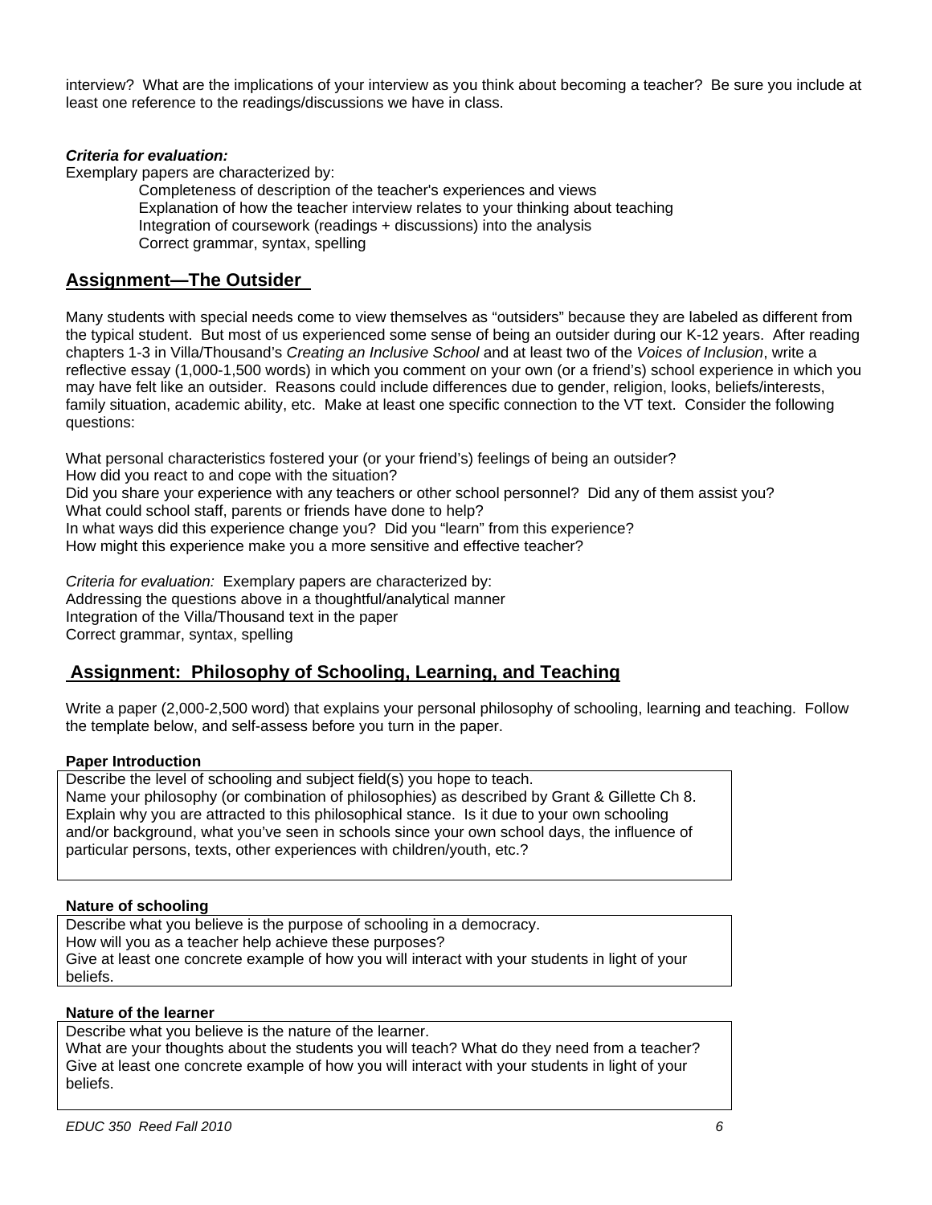interview? What are the implications of your interview as you think about becoming a teacher? Be sure you include at least one reference to the readings/discussions we have in class.

***Criteria for evaluation:***

Exemplary papers are characterized by:

- Completeness of description of the teacher's experiences and views
- Explanation of how the teacher interview relates to your thinking about teaching
- Integration of coursework (readings + discussions) into the analysis
- Correct grammar, syntax, spelling

## Assignment—The Outsider

Many students with special needs come to view themselves as "outsiders" because they are labeled as different from the typical student. But most of us experienced some sense of being an outsider during our K-12 years. After reading chapters 1-3 in Villa/Thousand's *Creating an Inclusive School* and at least two of the *Voices of Inclusion*, write a reflective essay (1,000-1,500 words) in which you comment on your own (or a friend's) school experience in which you may have felt like an outsider. Reasons could include differences due to gender, religion, looks, beliefs/interests, family situation, academic ability, etc. Make at least one specific connection to the VT text. Consider the following questions:

What personal characteristics fostered your (or your friend's) feelings of being an outsider?
How did you react to and cope with the situation?
Did you share your experience with any teachers or other school personnel? Did any of them assist you?
What could school staff, parents or friends have done to help?
In what ways did this experience change you? Did you "learn" from this experience?
How might this experience make you a more sensitive and effective teacher?

*Criteria for evaluation:* Exemplary papers are characterized by:
Addressing the questions above in a thoughtful/analytical manner
Integration of the Villa/Thousand text in the paper
Correct grammar, syntax, spelling

## Assignment: Philosophy of Schooling, Learning, and Teaching

Write a paper (2,000-2,500 word) that explains your personal philosophy of schooling, learning and teaching. Follow the template below, and self-assess before you turn in the paper.

**Paper Introduction**

Describe the level of schooling and subject field(s) you hope to teach.
Name your philosophy (or combination of philosophies) as described by Grant & Gillette Ch 8.
Explain why you are attracted to this philosophical stance. Is it due to your own schooling and/or background, what you've seen in schools since your own school days, the influence of particular persons, texts, other experiences with children/youth, etc.?

**Nature of schooling**

Describe what you believe is the purpose of schooling in a democracy.
How will you as a teacher help achieve these purposes?
Give at least one concrete example of how you will interact with your students in light of your beliefs.

**Nature of the learner**

Describe what you believe is the nature of the learner.
What are your thoughts about the students you will teach? What do they need from a teacher?
Give at least one concrete example of how you will interact with your students in light of your beliefs.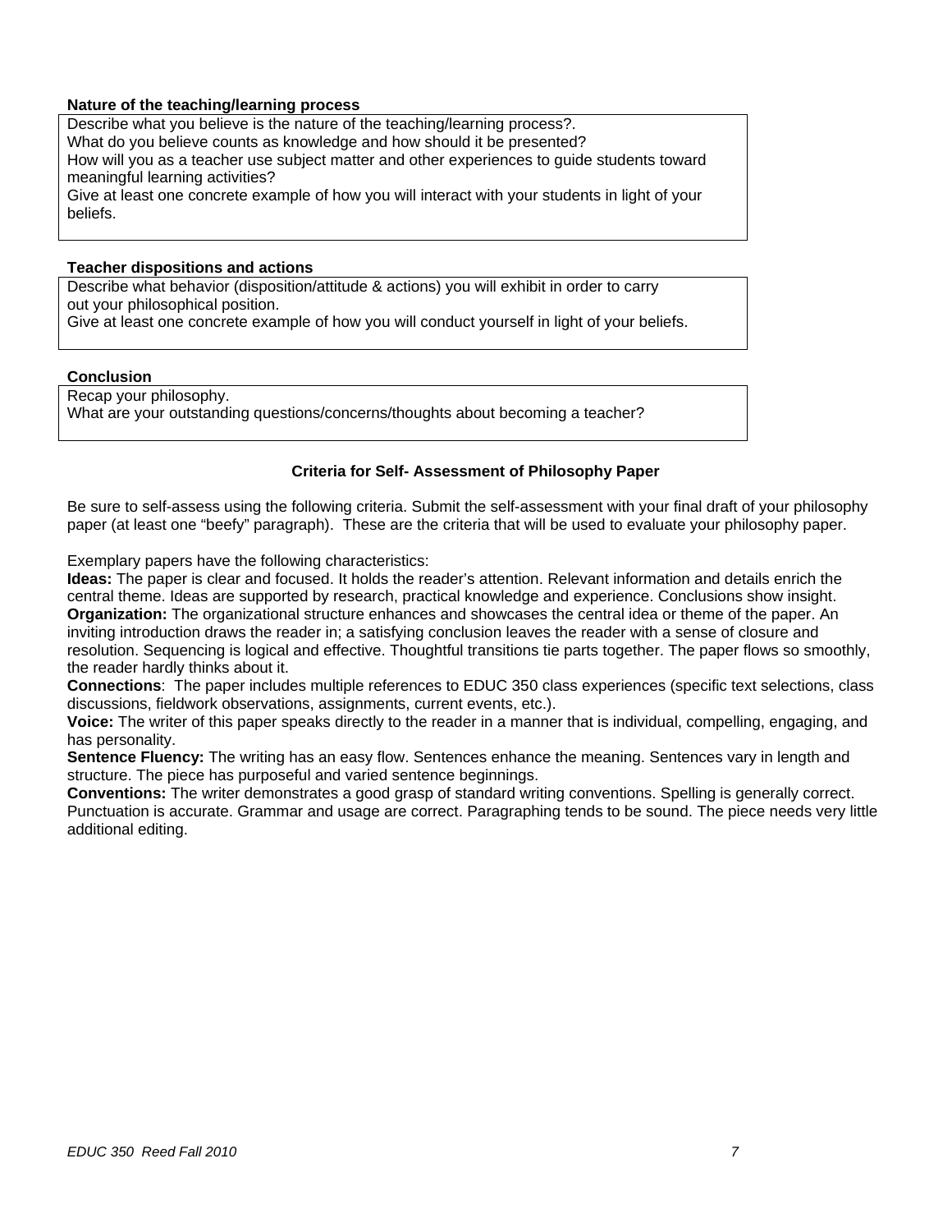**Nature of the teaching/learning process**

Describe what you believe is the nature of the teaching/learning process?.
What do you believe counts as knowledge and how should it be presented?
How will you as a teacher use subject matter and other experiences to guide students toward meaningful learning activities?
Give at least one concrete example of how you will interact with your students in light of your beliefs.

**Teacher dispositions and actions**

Describe what behavior (disposition/attitude & actions) you will exhibit in order to carry out your philosophical position.
Give at least one concrete example of how you will conduct yourself in light of your beliefs.

**Conclusion**

Recap your philosophy.
What are your outstanding questions/concerns/thoughts about becoming a teacher?

### Criteria for Self- Assessment of Philosophy Paper

Be sure to self-assess using the following criteria. Submit the self-assessment with your final draft of your philosophy paper (at least one "beefy" paragraph). These are the criteria that will be used to evaluate your philosophy paper.

Exemplary papers have the following characteristics:

**Ideas:** The paper is clear and focused. It holds the reader's attention. Relevant information and details enrich the central theme. Ideas are supported by research, practical knowledge and experience. Conclusions show insight.

**Organization:** The organizational structure enhances and showcases the central idea or theme of the paper. An inviting introduction draws the reader in; a satisfying conclusion leaves the reader with a sense of closure and resolution. Sequencing is logical and effective. Thoughtful transitions tie parts together. The paper flows so smoothly, the reader hardly thinks about it.

**Connections**: The paper includes multiple references to EDUC 350 class experiences (specific text selections, class discussions, fieldwork observations, assignments, current events, etc.).

**Voice:** The writer of this paper speaks directly to the reader in a manner that is individual, compelling, engaging, and has personality.

**Sentence Fluency:** The writing has an easy flow. Sentences enhance the meaning. Sentences vary in length and structure. The piece has purposeful and varied sentence beginnings.

**Conventions:** The writer demonstrates a good grasp of standard writing conventions. Spelling is generally correct. Punctuation is accurate. Grammar and usage are correct. Paragraphing tends to be sound. The piece needs very little additional editing.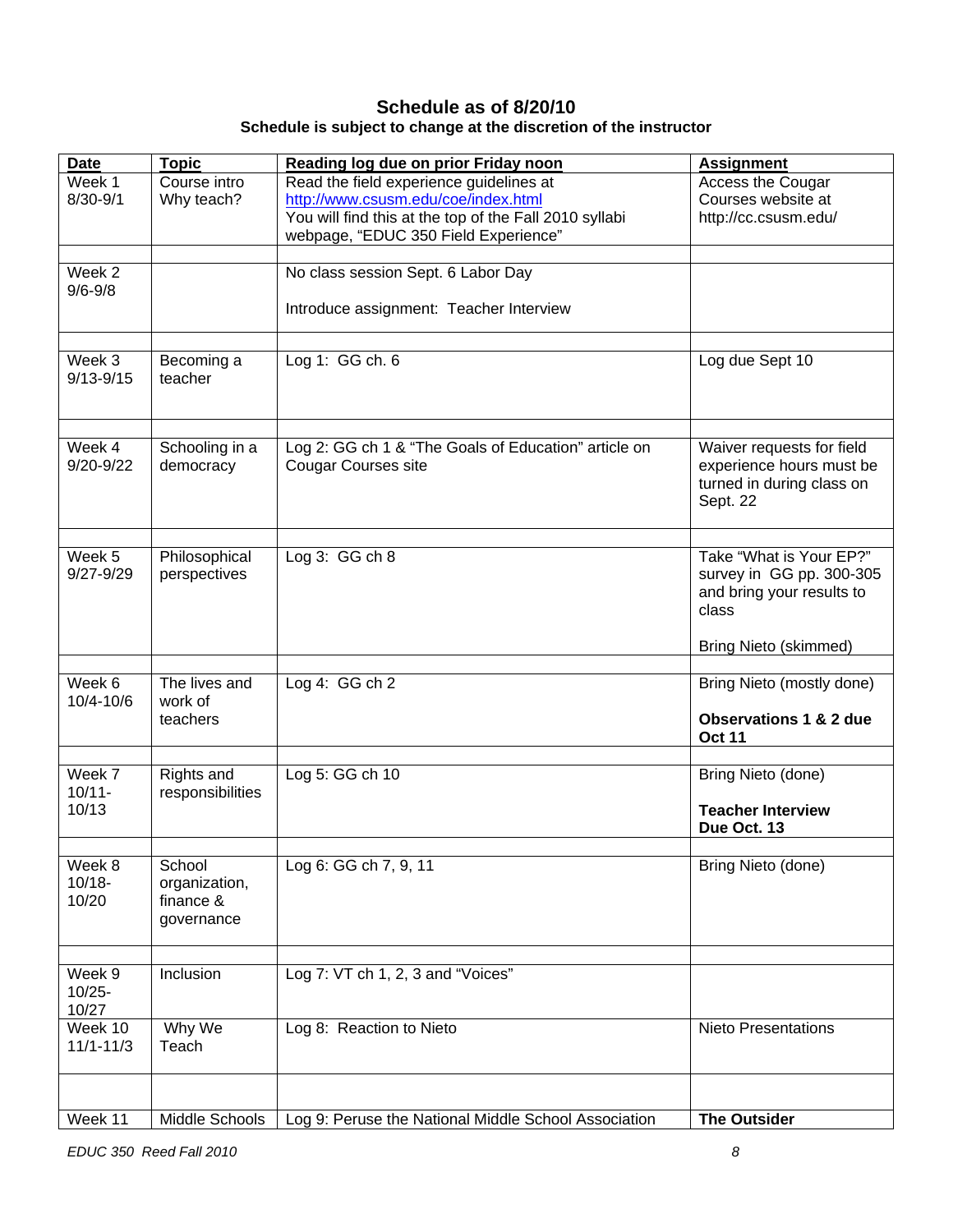## Schedule as of 8/20/10

### Schedule is subject to change at the discretion of the instructor

| Date | Topic | Reading log due on prior Friday noon | Assignment |
|---|---|---|---|
| Week 1 8/30-9/1 | Course intro Why teach? | Read the field experience guidelines at http://www.csusm.edu/coe/index.html You will find this at the top of the Fall 2010 syllabi webpage, "EDUC 350 Field Experience" | Access the Cougar Courses website at http://cc.csusm.edu/ |
| | | | |
| Week 2 9/6-9/8 | | No class session Sept. 6 Labor Day<br><br>Introduce assignment: Teacher Interview | |
| | | | |
| Week 3 9/13-9/15 | Becoming a teacher | Log 1: GG ch. 6 | Log due Sept 10 |
| | | | |
| Week 4 9/20-9/22 | Schooling in a democracy | Log 2: GG ch 1 & "The Goals of Education" article on Cougar Courses site | Waiver requests for field experience hours must be turned in during class on Sept. 22 |
| | | | |
| Week 5 9/27-9/29 | Philosophical perspectives | Log 3: GG ch 8 | Take "What is Your EP?" survey in GG pp. 300-305 and bring your results to class<br><br>Bring Nieto (skimmed) |
| | | | |
| Week 6 10/4-10/6 | The lives and work of teachers | Log 4: GG ch 2 | Bring Nieto (mostly done)<br><br>**Observations 1 & 2 due Oct 11** |
| | | | |
| Week 7 10/11-10/13 | Rights and responsibilities | Log 5: GG ch 10 | Bring Nieto (done)<br><br>**Teacher Interview Due Oct. 13** |
| | | | |
| Week 8 10/18-10/20 | School organization, finance & governance | Log 6: GG ch 7, 9, 11 | Bring Nieto (done) |
| | | | |
| Week 9 10/25-10/27 | Inclusion | Log 7: VT ch 1, 2, 3 and "Voices" | |
| Week 10 11/1-11/3 | Why We Teach | Log 8: Reaction to Nieto | Nieto Presentations |
| | | | |
| Week 11 | Middle Schools | Log 9: Peruse the National Middle School Association | **The Outsider** |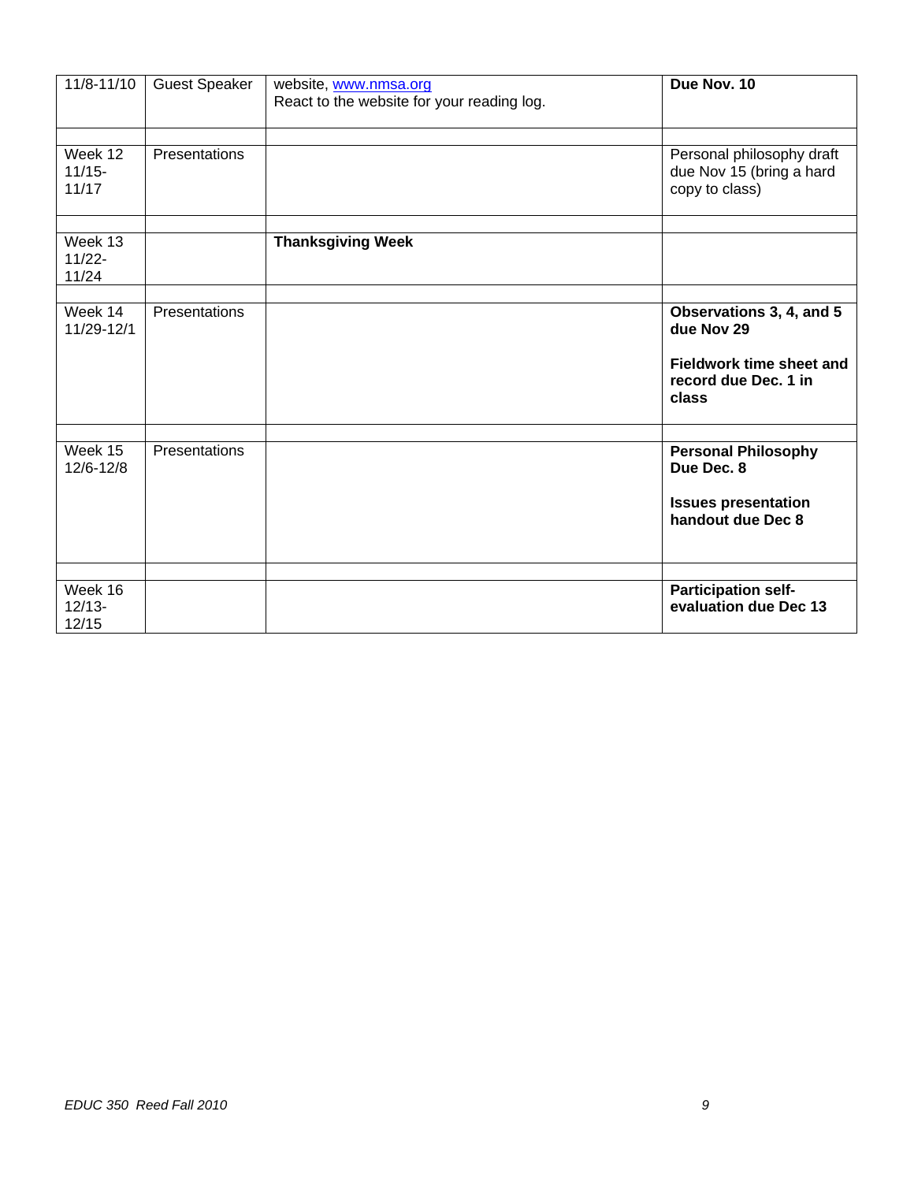| | | | |
|---|---|---|---|
| 11/8-11/10 | Guest Speaker | website, www.nmsa.org<br>React to the website for your reading log. | **Due Nov. 10** |
| | | | |
| Week 12 11/15-11/17 | Presentations | | Personal philosophy draft due Nov 15 (bring a hard copy to class) |
| | | | |
| Week 13 11/22-11/24 | | **Thanksgiving Week** | |
| | | | |
| Week 14 11/29-12/1 | Presentations | | **Observations 3, 4, and 5 due Nov 29**<br><br>**Fieldwork time sheet and record due Dec. 1 in class** |
| | | | |
| Week 15 12/6-12/8 | Presentations | | **Personal Philosophy Due Dec. 8**<br><br>**Issues presentation handout due Dec 8** |
| | | | |
| Week 16 12/13-12/15 | | | **Participation self-evaluation due Dec 13** |